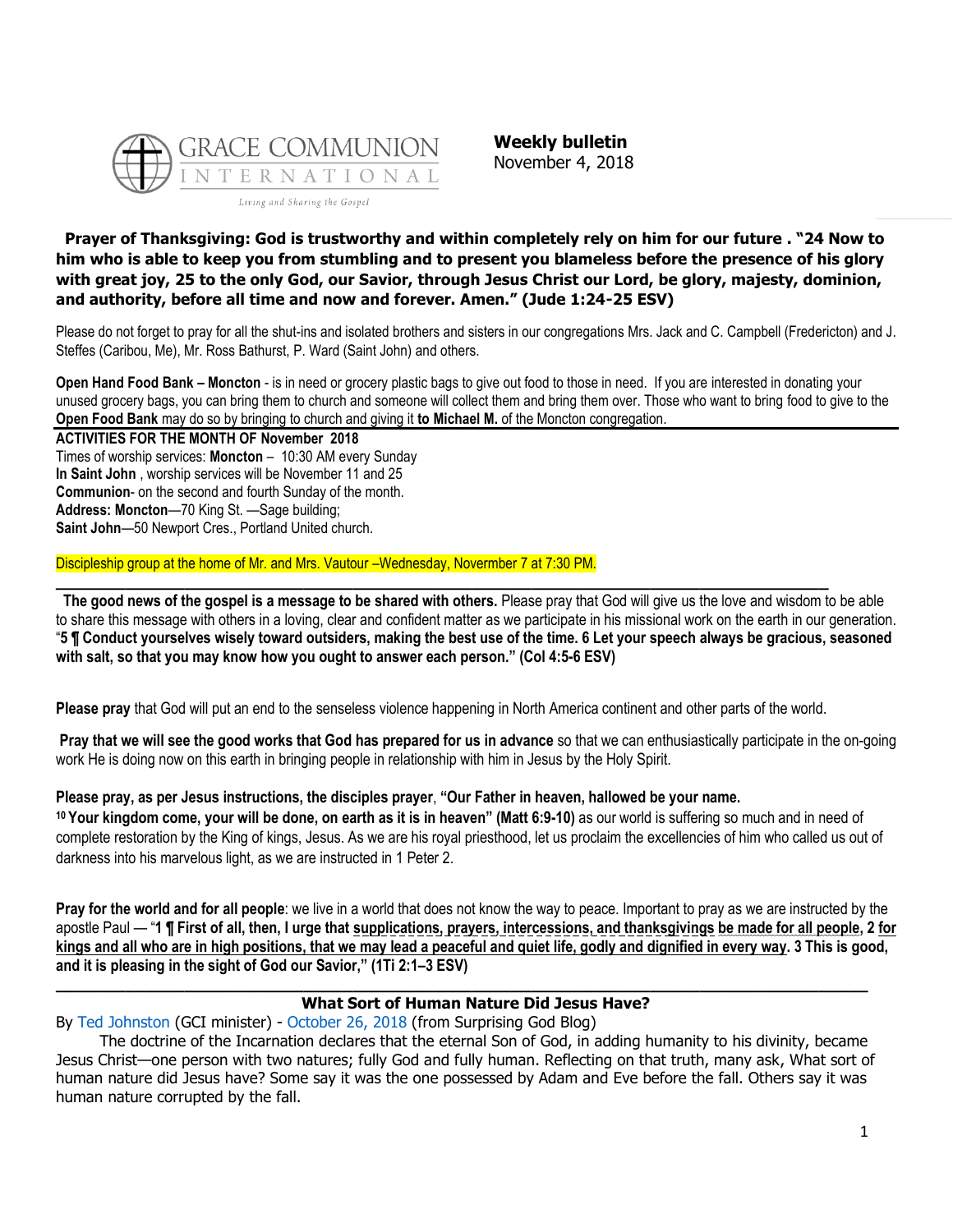**Weekly bulletin**
November 4, 2018

**Prayer of Thanksgiving: God is trustworthy and within completely rely on him for our future . "24 Now to him who is able to keep you from stumbling and to present you blameless before the presence of his glory with great joy, 25 to the only God, our Savior, through Jesus Christ our Lord, be glory, majesty, dominion, and authority, before all time and now and forever. Amen." (Jude 1:24-25 ESV)**

Please do not forget to pray for all the shut-ins and isolated brothers and sisters in our congregations Mrs. Jack and C. Campbell (Fredericton) and J. Steffes (Caribou, Me), Mr. Ross Bathurst, P. Ward (Saint John) and others.

**Open Hand Food Bank – Moncton** - is in need or grocery plastic bags to give out food to those in need. If you are interested in donating your unused grocery bags, you can bring them to church and someone will collect them and bring them over. Those who want to bring food to give to the **Open Food Bank** may do so by bringing to church and giving it **to Michael M.** of the Moncton congregation.

**ACTIVITIES FOR THE MONTH OF November 2018**
Times of worship services: **Moncton** – 10:30 AM every Sunday
**In Saint John** , worship services will be November 11 and 25
**Communion**- on the second and fourth Sunday of the month.
**Address: Moncton**—70 King St. —Sage building;
**Saint John**—50 Newport Cres., Portland United church.

Discipleship group at the home of Mr. and Mrs. Vautour –Wednesday, Novermber 7 at 7:30 PM.

---

**The good news of the gospel is a message to be shared with others.** Please pray that God will give us the love and wisdom to be able to share this message with others in a loving, clear and confident matter as we participate in his missional work on the earth in our generation. "**5 ¶ Conduct yourselves wisely toward outsiders, making the best use of the time. 6 Let your speech always be gracious, seasoned with salt, so that you may know how you ought to answer each person." (Col 4:5-6 ESV)**

**Please pray** that God will put an end to the senseless violence happening in North America continent and other parts of the world.

**Pray that we will see the good works that God has prepared for us in advance** so that we can enthusiastically participate in the on-going work He is doing now on this earth in bringing people in relationship with him in Jesus by the Holy Spirit.

**Please pray, as per Jesus instructions, the disciples prayer, "Our Father in heaven, hallowed be your name.**
**10 Your kingdom come, your will be done, on earth as it is in heaven" (Matt 6:9-10)** as our world is suffering so much and in need of complete restoration by the King of kings, Jesus. As we are his royal priesthood, let us proclaim the excellencies of him who called us out of darkness into his marvelous light, as we are instructed in 1 Peter 2.

**Pray for the world and for all people**: we live in a world that does not know the way to peace. Important to pray as we are instructed by the apostle Paul — "**1 ¶ First of all, then, I urge that supplications, prayers, intercessions, and thanksgivings be made for all people, 2 for kings and all who are in high positions, that we may lead a peaceful and quiet life, godly and dignified in every way. 3 This is good, and it is pleasing in the sight of God our Savior," (1Ti 2:1–3 ESV)**

---

## What Sort of Human Nature Did Jesus Have?

By Ted Johnston (GCI minister) - October 26, 2018 (from Surprising God Blog)

The doctrine of the Incarnation declares that the eternal Son of God, in adding humanity to his divinity, became Jesus Christ—one person with two natures; fully God and fully human. Reflecting on that truth, many ask, What sort of human nature did Jesus have? Some say it was the one possessed by Adam and Eve before the fall. Others say it was human nature corrupted by the fall.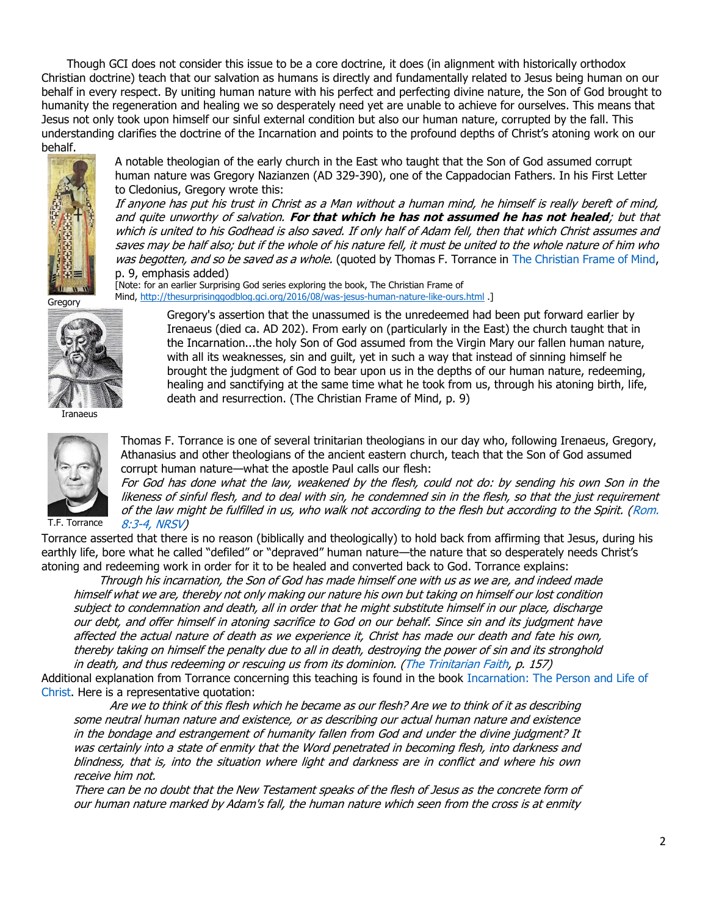Though GCI does not consider this issue to be a core doctrine, it does (in alignment with historically orthodox Christian doctrine) teach that our salvation as humans is directly and fundamentally related to Jesus being human on our behalf in every respect. By uniting human nature with his perfect and perfecting divine nature, the Son of God brought to humanity the regeneration and healing we so desperately need yet are unable to achieve for ourselves. This means that Jesus not only took upon himself our sinful external condition but also our human nature, corrupted by the fall. This understanding clarifies the doctrine of the Incarnation and points to the profound depths of Christ's atoning work on our behalf.

A notable theologian of the early church in the East who taught that the Son of God assumed corrupt human nature was Gregory Nazianzen (AD 329-390), one of the Cappadocian Fathers. In his First Letter to Cledonius, Gregory wrote this:

*If anyone has put his trust in Christ as a Man without a human mind, he himself is really bereft of mind, and quite unworthy of salvation.* ***For that which he has not assumed he has not healed****; but that which is united to his Godhead is also saved. If only half of Adam fell, then that which Christ assumes and saves may be half also; but if the whole of his nature fell, it must be united to the whole nature of him who was begotten, and so be saved as a whole.* (quoted by Thomas F. Torrance in The Christian Frame of Mind, p. 9, emphasis added)

[Note: for an earlier Surprising God series exploring the book, The Christian Frame of Mind, http://thesurprisinggodblog.gci.org/2016/08/was-jesus-human-nature-like-ours.html .]

Gregory

Gregory's assertion that the unassumed is the unredeemed had been put forward earlier by Irenaeus (died ca. AD 202). From early on (particularly in the East) the church taught that in the Incarnation...the holy Son of God assumed from the Virgin Mary our fallen human nature, with all its weaknesses, sin and guilt, yet in such a way that instead of sinning himself he brought the judgment of God to bear upon us in the depths of our human nature, redeeming, healing and sanctifying at the same time what he took from us, through his atoning birth, life, death and resurrection. (The Christian Frame of Mind, p. 9)

Iranaeus

Thomas F. Torrance is one of several trinitarian theologians in our day who, following Irenaeus, Gregory, Athanasius and other theologians of the ancient eastern church, teach that the Son of God assumed corrupt human nature—what the apostle Paul calls our flesh:

*For God has done what the law, weakened by the flesh, could not do: by sending his own Son in the likeness of sinful flesh, and to deal with sin, he condemned sin in the flesh, so that the just requirement of the law might be fulfilled in us, who walk not according to the flesh but according to the Spirit. (Rom. 8:3-4, NRSV)*

T.F. Torrance

Torrance asserted that there is no reason (biblically and theologically) to hold back from affirming that Jesus, during his earthly life, bore what he called "defiled" or "depraved" human nature—the nature that so desperately needs Christ's atoning and redeeming work in order for it to be healed and converted back to God. Torrance explains:

> *Through his incarnation, the Son of God has made himself one with us as we are, and indeed made himself what we are, thereby not only making our nature his own but taking on himself our lost condition subject to condemnation and death, all in order that he might substitute himself in our place, discharge our debt, and offer himself in atoning sacrifice to God on our behalf. Since sin and its judgment have affected the actual nature of death as we experience it, Christ has made our death and fate his own, thereby taking on himself the penalty due to all in death, destroying the power of sin and its stronghold in death, and thus redeeming or rescuing us from its dominion. (The Trinitarian Faith, p. 157)*

Additional explanation from Torrance concerning this teaching is found in the book Incarnation: The Person and Life of Christ. Here is a representative quotation:

> *Are we to think of this flesh which he became as our flesh? Are we to think of it as describing some neutral human nature and existence, or as describing our actual human nature and existence in the bondage and estrangement of humanity fallen from God and under the divine judgment? It was certainly into a state of enmity that the Word penetrated in becoming flesh, into darkness and blindness, that is, into the situation where light and darkness are in conflict and where his own receive him not.*
>
> *There can be no doubt that the New Testament speaks of the flesh of Jesus as the concrete form of our human nature marked by Adam's fall, the human nature which seen from the cross is at enmity*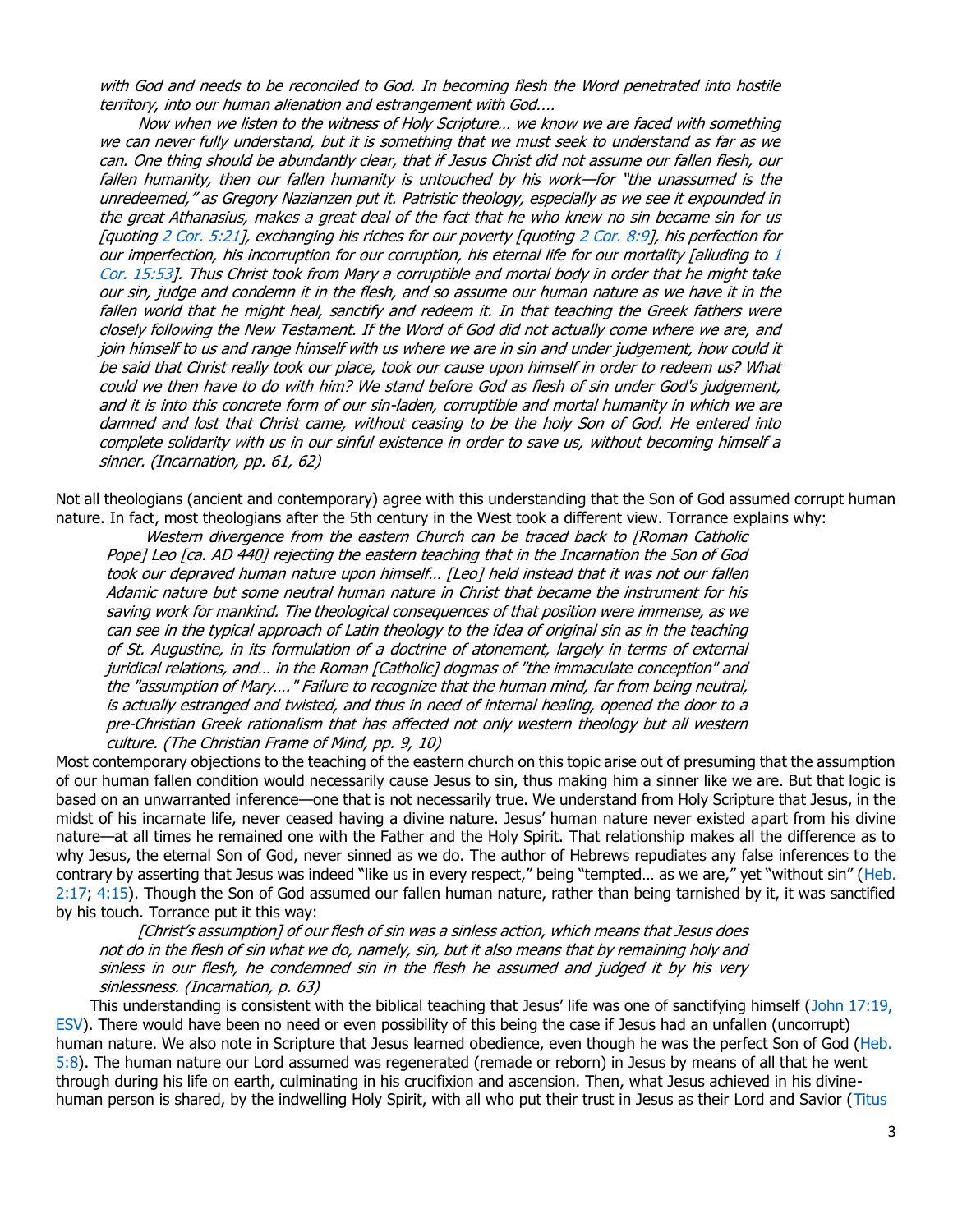*with God and needs to be reconciled to God. In becoming flesh the Word penetrated into hostile territory, into our human alienation and estrangement with God....*

*Now when we listen to the witness of Holy Scripture… we know we are faced with something we can never fully understand, but it is something that we must seek to understand as far as we can. One thing should be abundantly clear, that if Jesus Christ did not assume our fallen flesh, our fallen humanity, then our fallen humanity is untouched by his work—for "the unassumed is the unredeemed," as Gregory Nazianzen put it. Patristic theology, especially as we see it expounded in the great Athanasius, makes a great deal of the fact that he who knew no sin became sin for us [quoting 2 Cor. 5:21], exchanging his riches for our poverty [quoting 2 Cor. 8:9], his perfection for our imperfection, his incorruption for our corruption, his eternal life for our mortality [alluding to 1 Cor. 15:53]. Thus Christ took from Mary a corruptible and mortal body in order that he might take our sin, judge and condemn it in the flesh, and so assume our human nature as we have it in the fallen world that he might heal, sanctify and redeem it. In that teaching the Greek fathers were closely following the New Testament. If the Word of God did not actually come where we are, and join himself to us and range himself with us where we are in sin and under judgement, how could it be said that Christ really took our place, took our cause upon himself in order to redeem us? What could we then have to do with him? We stand before God as flesh of sin under God's judgement, and it is into this concrete form of our sin-laden, corruptible and mortal humanity in which we are damned and lost that Christ came, without ceasing to be the holy Son of God. He entered into complete solidarity with us in our sinful existence in order to save us, without becoming himself a sinner. (Incarnation, pp. 61, 62)*

Not all theologians (ancient and contemporary) agree with this understanding that the Son of God assumed corrupt human nature. In fact, most theologians after the 5th century in the West took a different view. Torrance explains why:

*Western divergence from the eastern Church can be traced back to [Roman Catholic Pope] Leo [ca. AD 440] rejecting the eastern teaching that in the Incarnation the Son of God took our depraved human nature upon himself… [Leo] held instead that it was not our fallen Adamic nature but some neutral human nature in Christ that became the instrument for his saving work for mankind. The theological consequences of that position were immense, as we can see in the typical approach of Latin theology to the idea of original sin as in the teaching of St. Augustine, in its formulation of a doctrine of atonement, largely in terms of external juridical relations, and… in the Roman [Catholic] dogmas of "the immaculate conception" and the "assumption of Mary…." Failure to recognize that the human mind, far from being neutral, is actually estranged and twisted, and thus in need of internal healing, opened the door to a pre-Christian Greek rationalism that has affected not only western theology but all western culture. (The Christian Frame of Mind, pp. 9, 10)*

Most contemporary objections to the teaching of the eastern church on this topic arise out of presuming that the assumption of our human fallen condition would necessarily cause Jesus to sin, thus making him a sinner like we are. But that logic is based on an unwarranted inference—one that is not necessarily true. We understand from Holy Scripture that Jesus, in the midst of his incarnate life, never ceased having a divine nature. Jesus' human nature never existed apart from his divine nature—at all times he remained one with the Father and the Holy Spirit. That relationship makes all the difference as to why Jesus, the eternal Son of God, never sinned as we do. The author of Hebrews repudiates any false inferences to the contrary by asserting that Jesus was indeed "like us in every respect," being "tempted… as we are," yet "without sin" (Heb. 2:17; 4:15). Though the Son of God assumed our fallen human nature, rather than being tarnished by it, it was sanctified by his touch. Torrance put it this way:

*[Christ's assumption] of our flesh of sin was a sinless action, which means that Jesus does not do in the flesh of sin what we do, namely, sin, but it also means that by remaining holy and sinless in our flesh, he condemned sin in the flesh he assumed and judged it by his very sinlessness. (Incarnation, p. 63)*

This understanding is consistent with the biblical teaching that Jesus' life was one of sanctifying himself (John 17:19, ESV). There would have been no need or even possibility of this being the case if Jesus had an unfallen (uncorrupt) human nature. We also note in Scripture that Jesus learned obedience, even though he was the perfect Son of God (Heb. 5:8). The human nature our Lord assumed was regenerated (remade or reborn) in Jesus by means of all that he went through during his life on earth, culminating in his crucifixion and ascension. Then, what Jesus achieved in his divine-human person is shared, by the indwelling Holy Spirit, with all who put their trust in Jesus as their Lord and Savior (Titus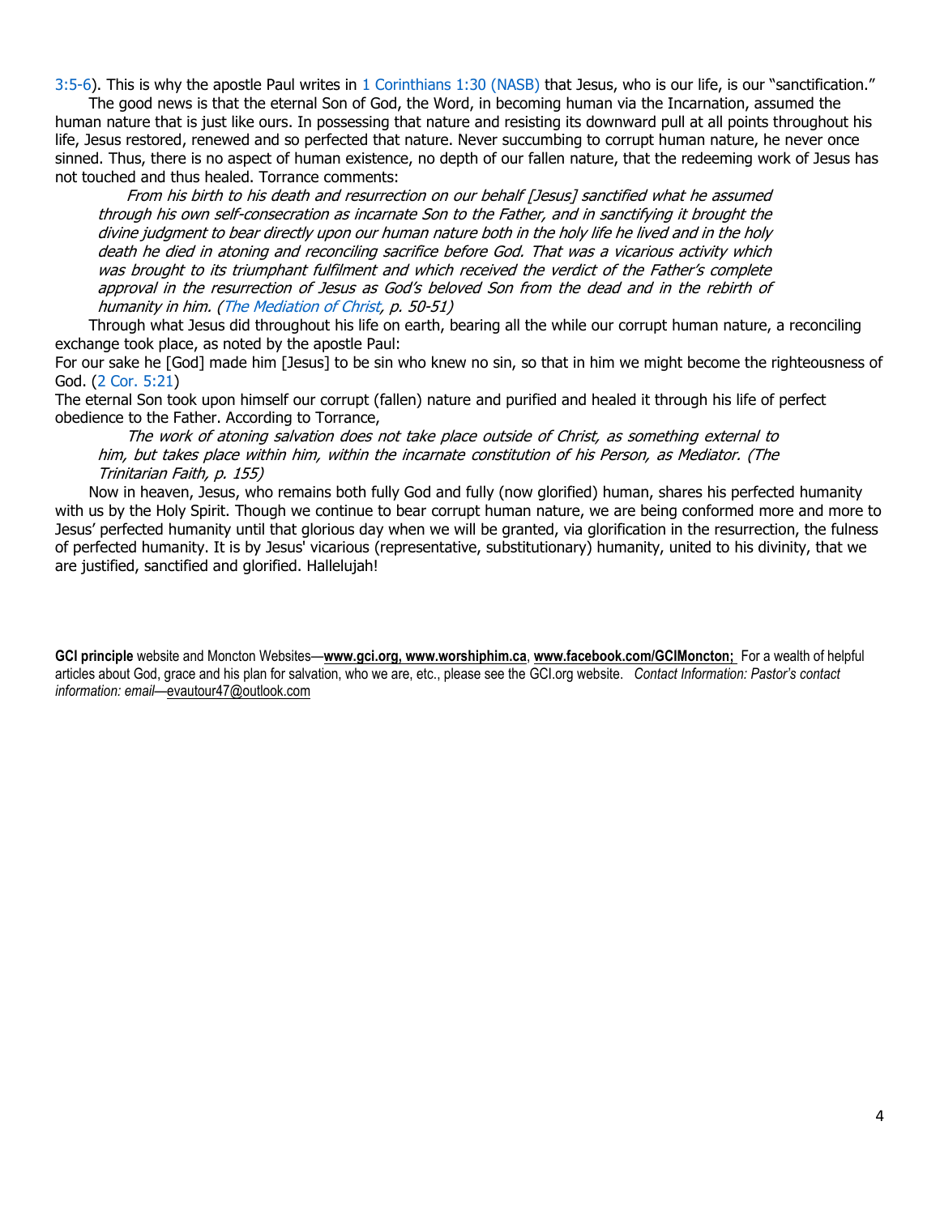3:5-6). This is why the apostle Paul writes in 1 Corinthians 1:30 (NASB) that Jesus, who is our life, is our "sanctification."

The good news is that the eternal Son of God, the Word, in becoming human via the Incarnation, assumed the human nature that is just like ours. In possessing that nature and resisting its downward pull at all points throughout his life, Jesus restored, renewed and so perfected that nature. Never succumbing to corrupt human nature, he never once sinned. Thus, there is no aspect of human existence, no depth of our fallen nature, that the redeeming work of Jesus has not touched and thus healed. Torrance comments:

> *From his birth to his death and resurrection on our behalf [Jesus] sanctified what he assumed through his own self-consecration as incarnate Son to the Father, and in sanctifying it brought the divine judgment to bear directly upon our human nature both in the holy life he lived and in the holy death he died in atoning and reconciling sacrifice before God. That was a vicarious activity which was brought to its triumphant fulfilment and which received the verdict of the Father's complete approval in the resurrection of Jesus as God's beloved Son from the dead and in the rebirth of humanity in him. (The Mediation of Christ, p. 50-51)*

Through what Jesus did throughout his life on earth, bearing all the while our corrupt human nature, a reconciling exchange took place, as noted by the apostle Paul:

For our sake he [God] made him [Jesus] to be sin who knew no sin, so that in him we might become the righteousness of God. (2 Cor. 5:21)

The eternal Son took upon himself our corrupt (fallen) nature and purified and healed it through his life of perfect obedience to the Father. According to Torrance,

> *The work of atoning salvation does not take place outside of Christ, as something external to him, but takes place within him, within the incarnate constitution of his Person, as Mediator. (The Trinitarian Faith, p. 155)*

Now in heaven, Jesus, who remains both fully God and fully (now glorified) human, shares his perfected humanity with us by the Holy Spirit. Though we continue to bear corrupt human nature, we are being conformed more and more to Jesus' perfected humanity until that glorious day when we will be granted, via glorification in the resurrection, the fulness of perfected humanity. It is by Jesus' vicarious (representative, substitutionary) humanity, united to his divinity, that we are justified, sanctified and glorified. Hallelujah!

**GCI principle** website and Moncton Websites—**www.gci.org, www.worshiphim.ca**, **www.facebook.com/GCIMoncton;** For a wealth of helpful articles about God, grace and his plan for salvation, who we are, etc., please see the GCI.org website. *Contact Information: Pastor's contact information: email*—evautour47@outlook.com